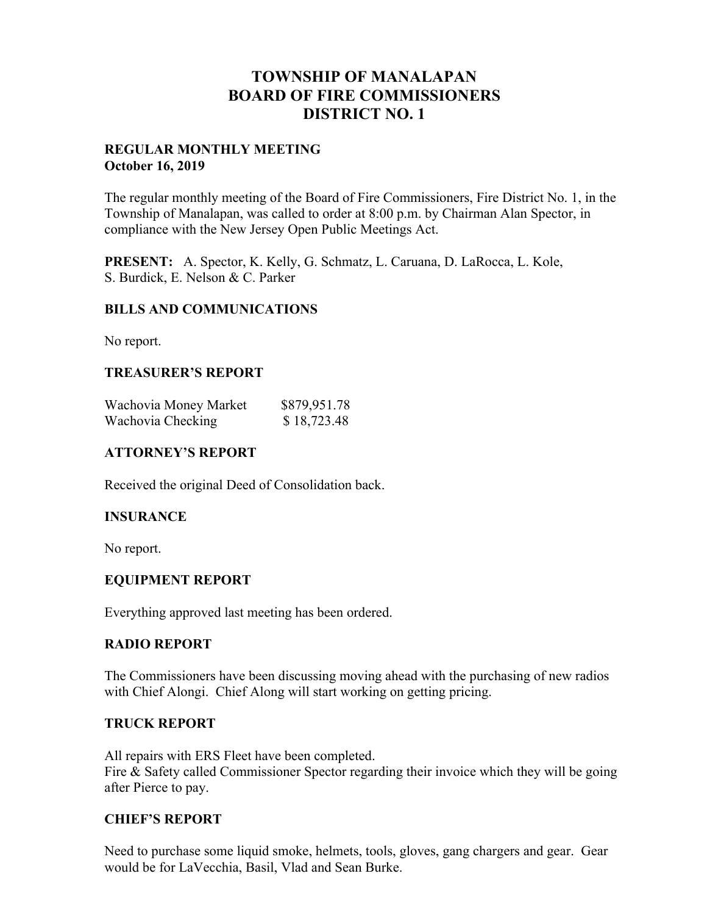# TOWNSHIP OF MANALAPAN
# BOARD OF FIRE COMMISSIONERS
# DISTRICT NO. 1

**REGULAR MONTHLY MEETING**
**October 16, 2019**

The regular monthly meeting of the Board of Fire Commissioners, Fire District No. 1, in the Township of Manalapan, was called to order at 8:00 p.m. by Chairman Alan Spector, in compliance with the New Jersey Open Public Meetings Act.

**PRESENT:** A. Spector, K. Kelly, G. Schmatz, L. Caruana, D. LaRocca, L. Kole, S. Burdick, E. Nelson & C. Parker

## BILLS AND COMMUNICATIONS

No report.

## TREASURER'S REPORT

| | |
|---|---|
| Wachovia Money Market | $879,951.78 |
| Wachovia Checking | $ 18,723.48 |

## ATTORNEY'S REPORT

Received the original Deed of Consolidation back.

## INSURANCE

No report.

## EQUIPMENT REPORT

Everything approved last meeting has been ordered.

## RADIO REPORT

The Commissioners have been discussing moving ahead with the purchasing of new radios with Chief Alongi. Chief Along will start working on getting pricing.

## TRUCK REPORT

All repairs with ERS Fleet have been completed.
Fire & Safety called Commissioner Spector regarding their invoice which they will be going after Pierce to pay.

## CHIEF'S REPORT

Need to purchase some liquid smoke, helmets, tools, gloves, gang chargers and gear. Gear would be for LaVecchia, Basil, Vlad and Sean Burke.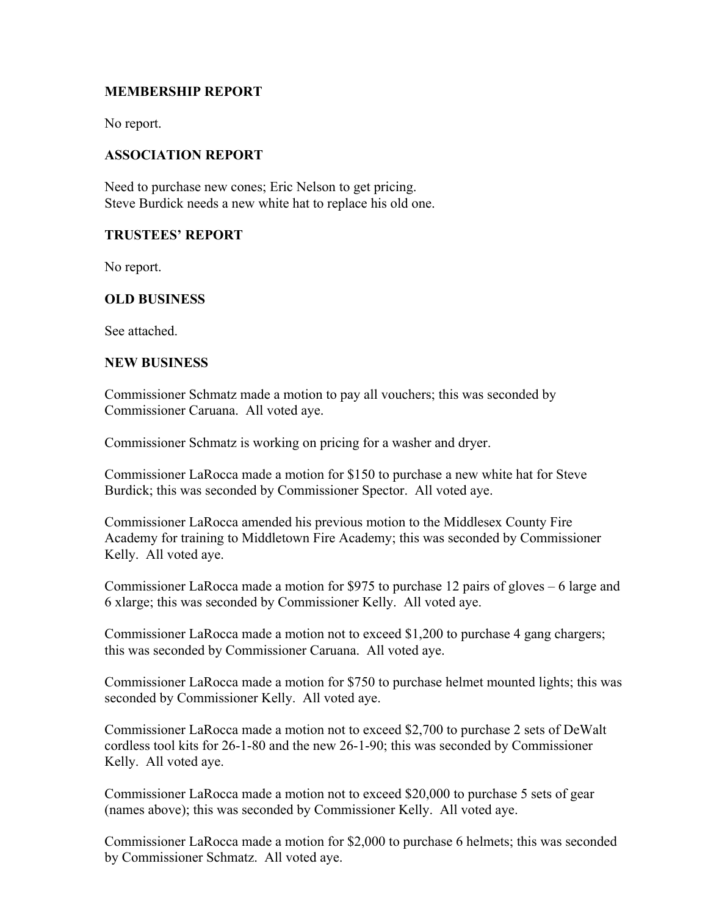## MEMBERSHIP REPORT

No report.

## ASSOCIATION REPORT

Need to purchase new cones; Eric Nelson to get pricing.
Steve Burdick needs a new white hat to replace his old one.

## TRUSTEES' REPORT

No report.

## OLD BUSINESS

See attached.

## NEW BUSINESS

Commissioner Schmatz made a motion to pay all vouchers; this was seconded by Commissioner Caruana. All voted aye.

Commissioner Schmatz is working on pricing for a washer and dryer.

Commissioner LaRocca made a motion for $150 to purchase a new white hat for Steve Burdick; this was seconded by Commissioner Spector. All voted aye.

Commissioner LaRocca amended his previous motion to the Middlesex County Fire Academy for training to Middletown Fire Academy; this was seconded by Commissioner Kelly. All voted aye.

Commissioner LaRocca made a motion for $975 to purchase 12 pairs of gloves – 6 large and 6 xlarge; this was seconded by Commissioner Kelly. All voted aye.

Commissioner LaRocca made a motion not to exceed $1,200 to purchase 4 gang chargers; this was seconded by Commissioner Caruana. All voted aye.

Commissioner LaRocca made a motion for $750 to purchase helmet mounted lights; this was seconded by Commissioner Kelly. All voted aye.

Commissioner LaRocca made a motion not to exceed $2,700 to purchase 2 sets of DeWalt cordless tool kits for 26-1-80 and the new 26-1-90; this was seconded by Commissioner Kelly. All voted aye.

Commissioner LaRocca made a motion not to exceed $20,000 to purchase 5 sets of gear (names above); this was seconded by Commissioner Kelly. All voted aye.

Commissioner LaRocca made a motion for $2,000 to purchase 6 helmets; this was seconded by Commissioner Schmatz. All voted aye.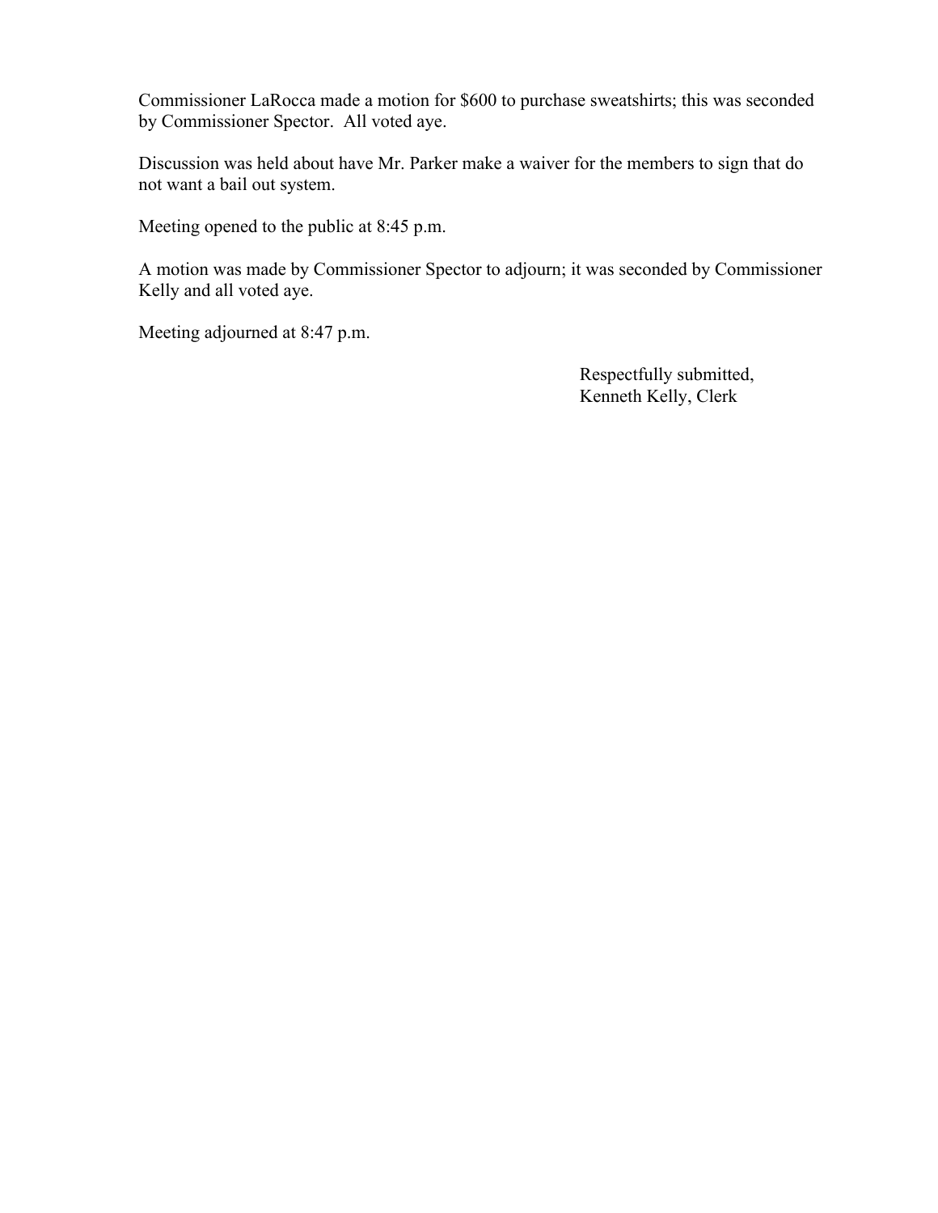Commissioner LaRocca made a motion for $600 to purchase sweatshirts; this was seconded by Commissioner Spector. All voted aye.

Discussion was held about have Mr. Parker make a waiver for the members to sign that do not want a bail out system.

Meeting opened to the public at 8:45 p.m.

A motion was made by Commissioner Spector to adjourn; it was seconded by Commissioner Kelly and all voted aye.

Meeting adjourned at 8:47 p.m.

Respectfully submitted,
Kenneth Kelly, Clerk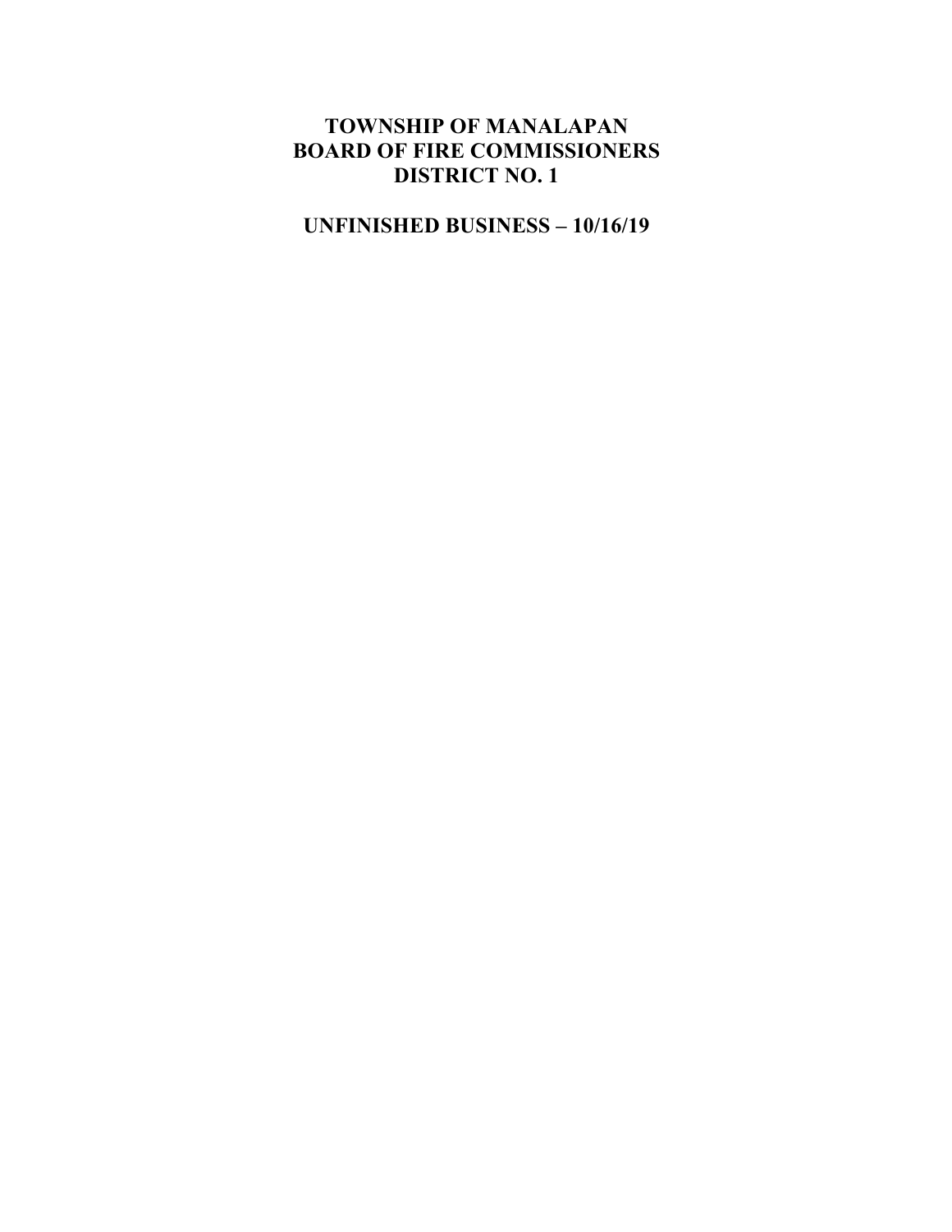# TOWNSHIP OF MANALAPAN
# BOARD OF FIRE COMMISSIONERS
# DISTRICT NO. 1

## UNFINISHED BUSINESS – 10/16/19